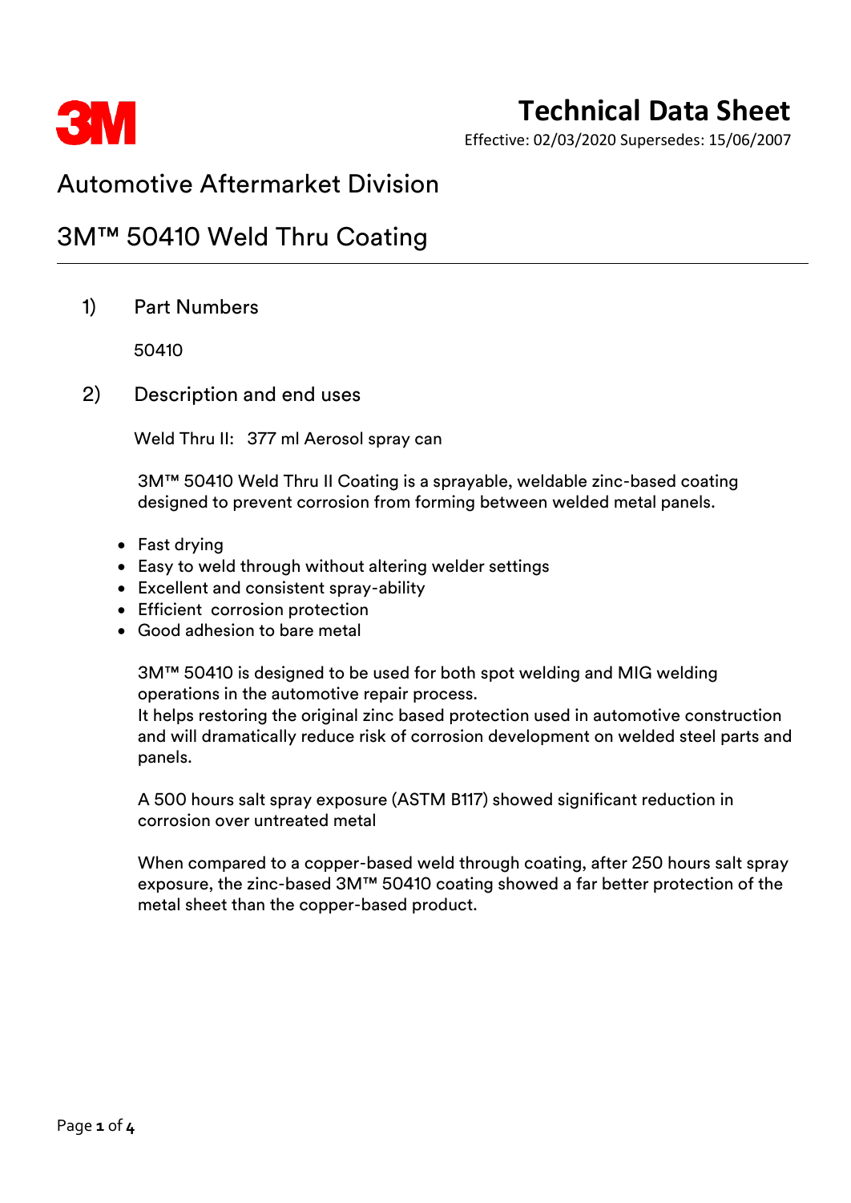3M

# Technical Data Sheet

Effective: 02/03/2020 Supersedes: 15/06/2007

## Automotive Aftermarket Division

## 3M™ 50410 Weld Thru Coating

### 1) Part Numbers

50410

### 2) Description and end uses

Weld Thru II: 377 ml Aerosol spray can

3M™ 50410 Weld Thru II Coating is a sprayable, weldable zinc-based coating designed to prevent corrosion from forming between welded metal panels.

- Fast drying
- Easy to weld through without altering welder settings
- Excellent and consistent spray-ability
- Efficient corrosion protection
- Good adhesion to bare metal

3M™ 50410 is designed to be used for both spot welding and MIG welding operations in the automotive repair process.
It helps restoring the original zinc based protection used in automotive construction and will dramatically reduce risk of corrosion development on welded steel parts and panels.

A 500 hours salt spray exposure (ASTM B117) showed significant reduction in corrosion over untreated metal

When compared to a copper-based weld through coating, after 250 hours salt spray exposure, the zinc-based 3M™ 50410 coating showed a far better protection of the metal sheet than the copper-based product.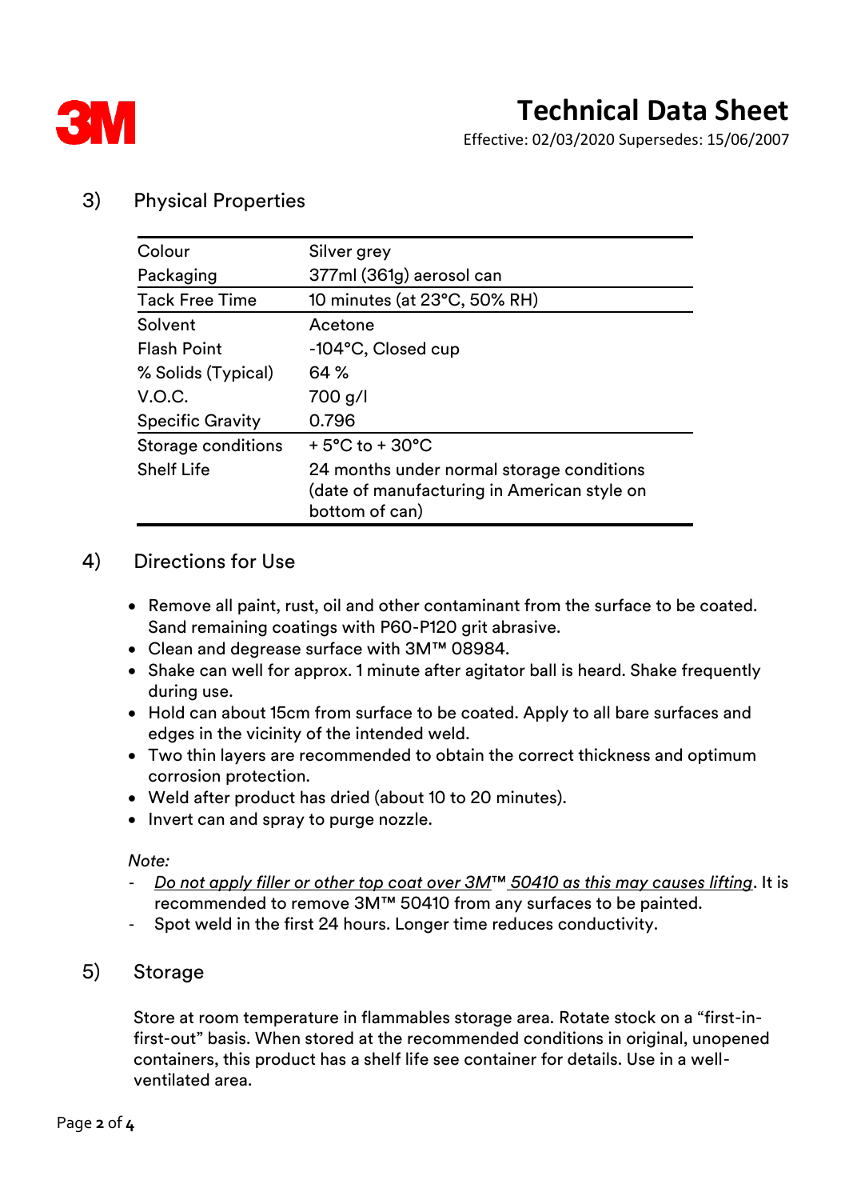## 3) Physical Properties

| | |
|---|---|
| Colour | Silver grey |
| Packaging | 377ml (361g) aerosol can |
| Tack Free Time | 10 minutes (at 23°C, 50% RH) |
| Solvent | Acetone |
| Flash Point | -104°C, Closed cup |
| % Solids (Typical) | 64 % |
| V.O.C. | 700 g/l |
| Specific Gravity | 0.796 |
| Storage conditions | + 5°C to + 30°C |
| Shelf Life | 24 months under normal storage conditions (date of manufacturing in American style on bottom of can) |

## 4) Directions for Use

- Remove all paint, rust, oil and other contaminant from the surface to be coated. Sand remaining coatings with P60-P120 grit abrasive.
- Clean and degrease surface with 3M™ 08984.
- Shake can well for approx. 1 minute after agitator ball is heard. Shake frequently during use.
- Hold can about 15cm from surface to be coated. Apply to all bare surfaces and edges in the vicinity of the intended weld.
- Two thin layers are recommended to obtain the correct thickness and optimum corrosion protection.
- Weld after product has dried (about 10 to 20 minutes).
- Invert can and spray to purge nozzle.

*Note:*

- *Do not apply filler or other top coat over 3M™ 50410 as this may causes lifting*. It is recommended to remove 3M™ 50410 from any surfaces to be painted.
- Spot weld in the first 24 hours. Longer time reduces conductivity.

## 5) Storage

Store at room temperature in flammables storage area. Rotate stock on a "first-in-first-out" basis. When stored at the recommended conditions in original, unopened containers, this product has a shelf life see container for details. Use in a well-ventilated area.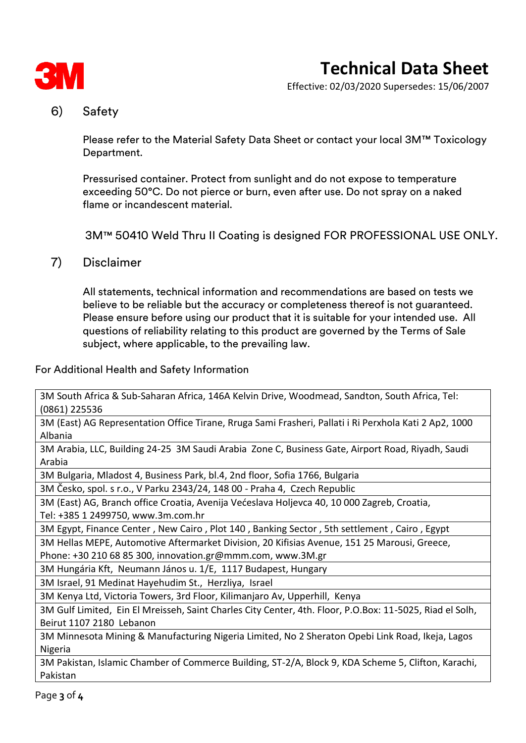## 6) Safety

Please refer to the Material Safety Data Sheet or contact your local 3M™ Toxicology Department.

Pressurised container. Protect from sunlight and do not expose to temperature exceeding 50°C. Do not pierce or burn, even after use. Do not spray on a naked flame or incandescent material.

3M™ 50410 Weld Thru II Coating is designed FOR PROFESSIONAL USE ONLY.

## 7) Disclaimer

All statements, technical information and recommendations are based on tests we believe to be reliable but the accuracy or completeness thereof is not guaranteed. Please ensure before using our product that it is suitable for your intended use. All questions of reliability relating to this product are governed by the Terms of Sale subject, where applicable, to the prevailing law.

For Additional Health and Safety Information

| |
|---|
| 3M South Africa & Sub-Saharan Africa, 146A Kelvin Drive, Woodmead, Sandton, South Africa, Tel: (0861) 225536 |
| 3M (East) AG Representation Office Tirane, Rruga Sami Frasheri, Pallati i Ri Perxhola Kati 2 Ap2, 1000 Albania |
| 3M Arabia, LLC, Building 24-25 3M Saudi Arabia Zone C, Business Gate, Airport Road, Riyadh, Saudi Arabia |
| 3M Bulgaria, Mladost 4, Business Park, bl.4, 2nd floor, Sofia 1766, Bulgaria |
| 3M Česko, spol. s r.o., V Parku 2343/24, 148 00 - Praha 4, Czech Republic |
| 3M (East) AG, Branch office Croatia, Avenija Većeslava Holjevca 40, 10 000 Zagreb, Croatia, Tel: +385 1 2499750, www.3m.com.hr |
| 3M Egypt, Finance Center , New Cairo , Plot 140 , Banking Sector , 5th settlement , Cairo , Egypt |
| 3M Hellas MEPE, Automotive Aftermarket Division, 20 Kifisias Avenue, 151 25 Marousi, Greece, Phone: +30 210 68 85 300, innovation.gr@mmm.com, www.3M.gr |
| 3M Hungária Kft, Neumann János u. 1/E, 1117 Budapest, Hungary |
| 3M Israel, 91 Medinat Hayehudim St., Herzliya, Israel |
| 3M Kenya Ltd, Victoria Towers, 3rd Floor, Kilimanjaro Av, Upperhill, Kenya |
| 3M Gulf Limited, Ein El Mreisseh, Saint Charles City Center, 4th. Floor, P.O.Box: 11-5025, Riad el Solh, Beirut 1107 2180 Lebanon |
| 3M Minnesota Mining & Manufacturing Nigeria Limited, No 2 Sheraton Opebi Link Road, Ikeja, Lagos Nigeria |
| 3M Pakistan, Islamic Chamber of Commerce Building, ST-2/A, Block 9, KDA Scheme 5, Clifton, Karachi, Pakistan |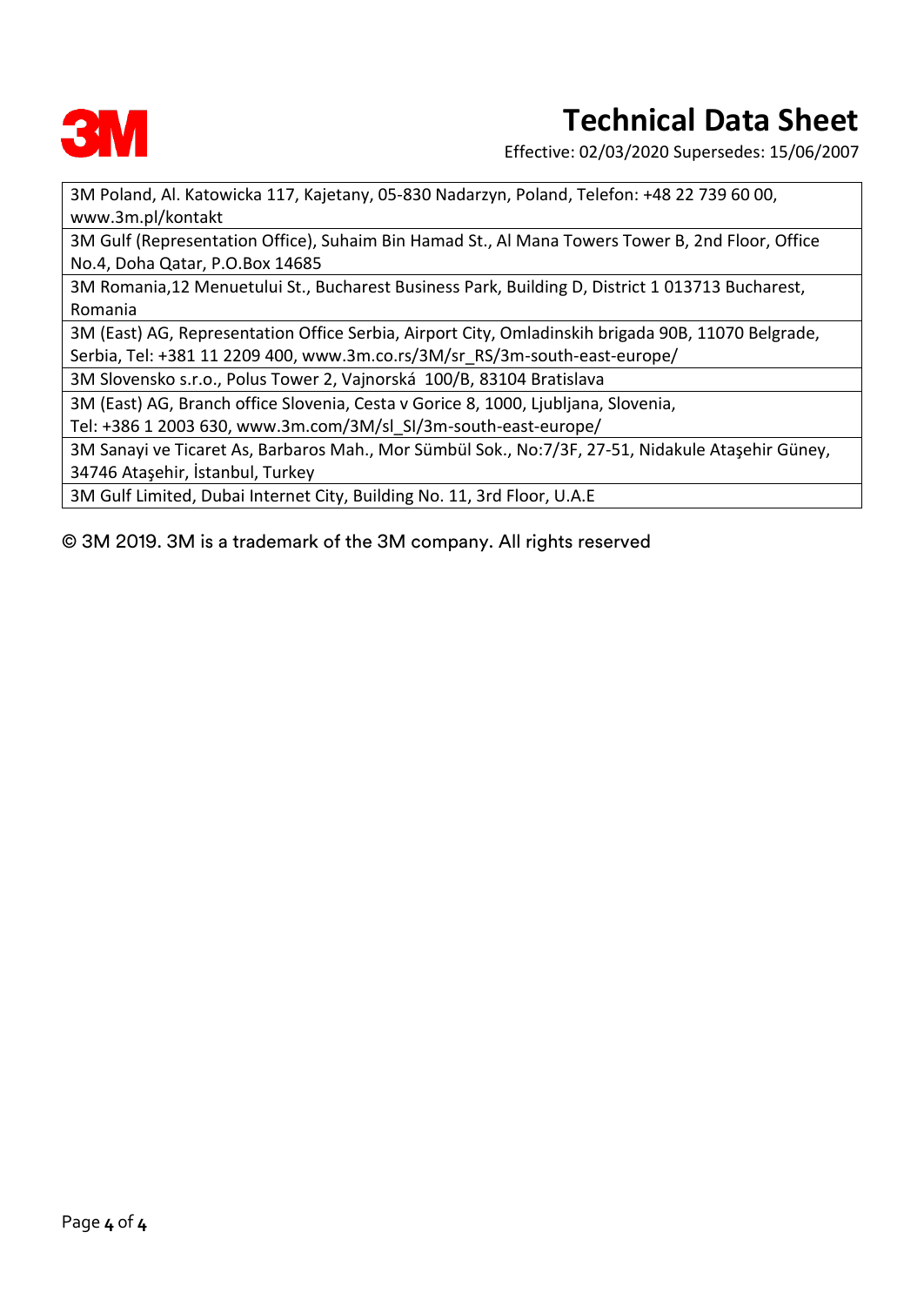| |
|---|
| 3M Poland, Al. Katowicka 117, Kajetany, 05-830 Nadarzyn, Poland, Telefon: +48 22 739 60 00, www.3m.pl/kontakt |
| 3M Gulf (Representation Office), Suhaim Bin Hamad St., Al Mana Towers Tower B, 2nd Floor, Office No.4, Doha Qatar, P.O.Box 14685 |
| 3M Romania,12 Menuetului St., Bucharest Business Park, Building D, District 1 013713 Bucharest, Romania |
| 3M (East) AG, Representation Office Serbia, Airport City, Omladinskih brigada 90B, 11070 Belgrade, Serbia, Tel: +381 11 2209 400, www.3m.co.rs/3M/sr_RS/3m-south-east-europe/ |
| 3M Slovensko s.r.o., Polus Tower 2, Vajnorská 100/B, 83104 Bratislava |
| 3M (East) AG, Branch office Slovenia, Cesta v Gorice 8, 1000, Ljubljana, Slovenia, Tel: +386 1 2003 630, www.3m.com/3M/sl_SI/3m-south-east-europe/ |
| 3M Sanayi ve Ticaret As, Barbaros Mah., Mor Sümbül Sok., No:7/3F, 27-51, Nidakule Ataşehir Güney, 34746 Ataşehir, İstanbul, Turkey |
| 3M Gulf Limited, Dubai Internet City, Building No. 11, 3rd Floor, U.A.E |

© 3M 2019. 3M is a trademark of the 3M company. All rights reserved